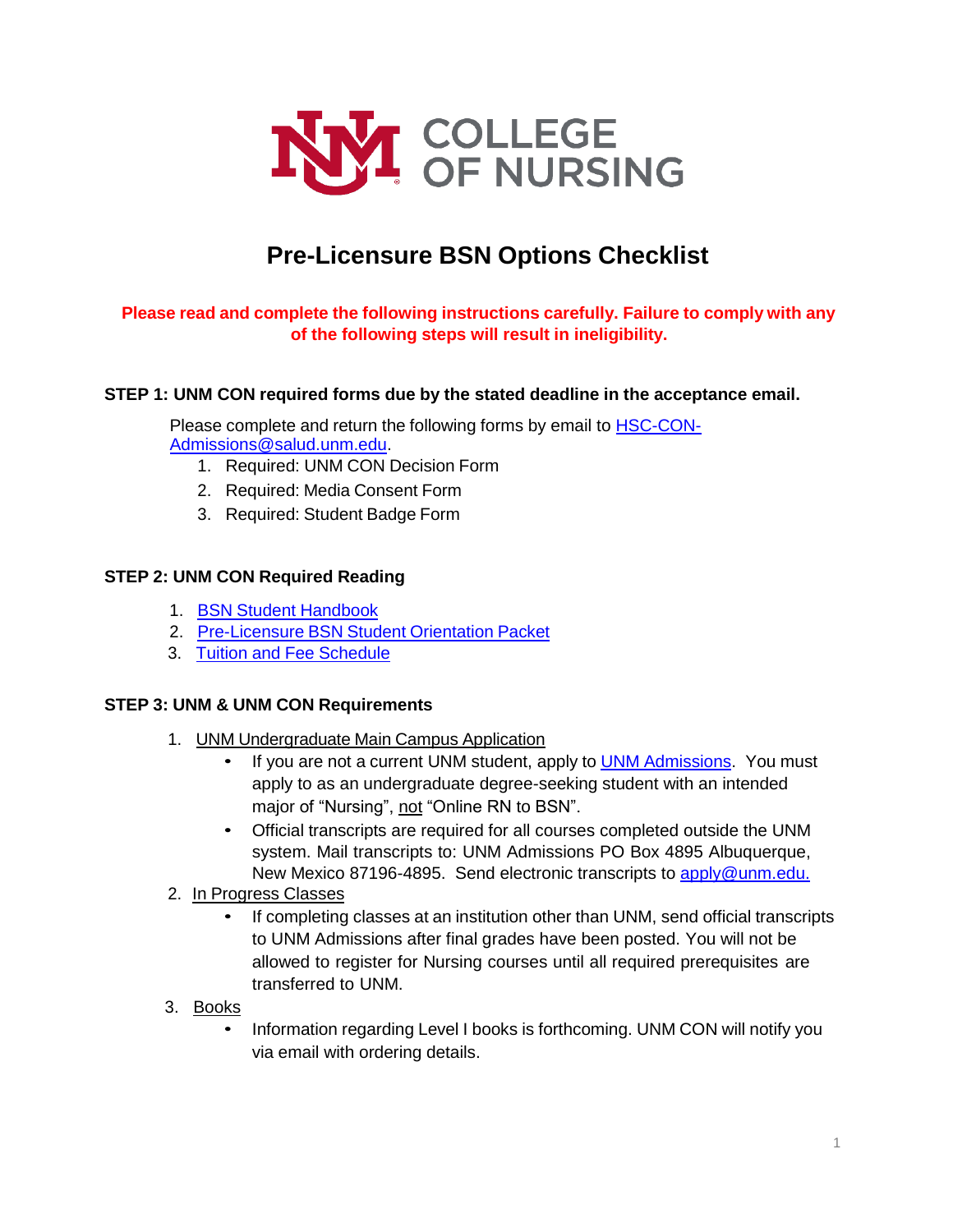COLLEGE OF NURSING

# Pre-Licensure BSN Options Checklist

**Please read and complete the following instructions carefully. Failure to comply with any of the following steps will result in ineligibility.**

## STEP 1: UNM CON required forms due by the stated deadline in the acceptance email.

Please complete and return the following forms by email to [HSC-CON-Admissions@salud.unm.edu](mailto:HSC-CON-Admissions@salud.unm.edu).

1. Required: UNM CON Decision Form
2. Required: Media Consent Form
3. Required: Student Badge Form

## STEP 2: UNM CON Required Reading

1. BSN Student Handbook
2. Pre-Licensure BSN Student Orientation Packet
3. Tuition and Fee Schedule

## STEP 3: UNM & UNM CON Requirements

1. UNM Undergraduate Main Campus Application
   - If you are not a current UNM student, apply to UNM Admissions. You must apply to as an undergraduate degree-seeking student with an intended major of "Nursing", not "Online RN to BSN".
   - Official transcripts are required for all courses completed outside the UNM system. Mail transcripts to: UNM Admissions PO Box 4895 Albuquerque, New Mexico 87196-4895. Send electronic transcripts to [apply@unm.edu.](mailto:apply@unm.edu)
2. In Progress Classes
   - If completing classes at an institution other than UNM, send official transcripts to UNM Admissions after final grades have been posted. You will not be allowed to register for Nursing courses until all required prerequisites are transferred to UNM.
3. Books
   - Information regarding Level I books is forthcoming. UNM CON will notify you via email with ordering details.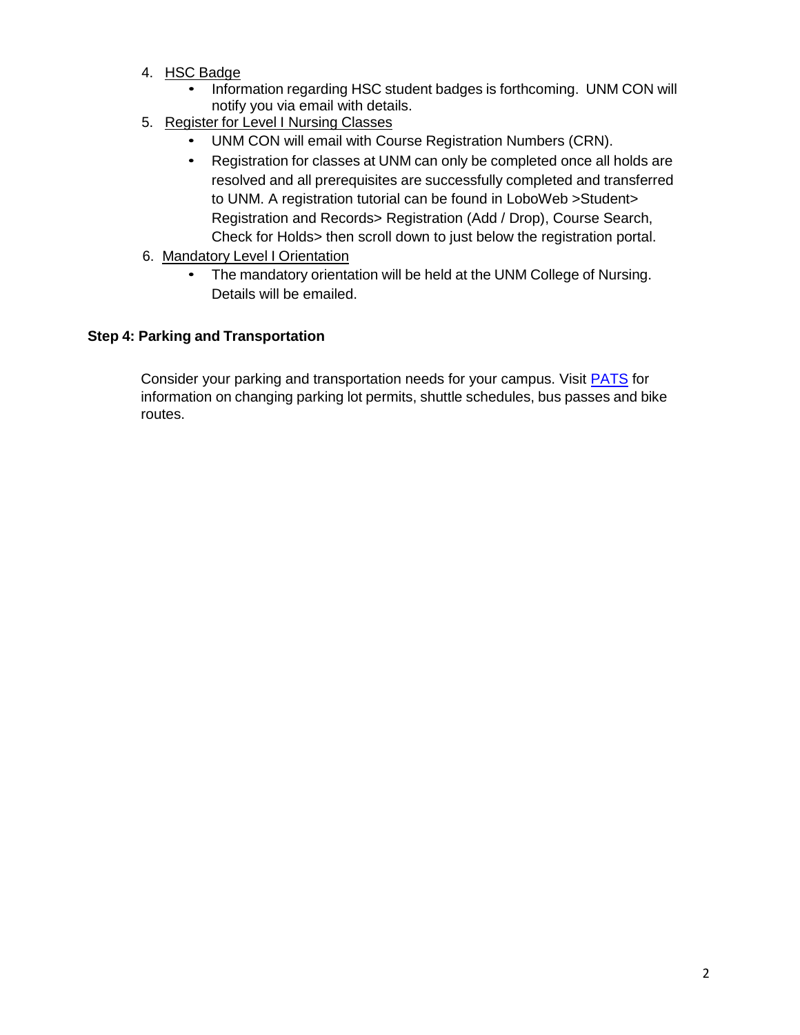4. HSC Badge
    - Information regarding HSC student badges is forthcoming. UNM CON will notify you via email with details.
5. Register for Level I Nursing Classes
    - UNM CON will email with Course Registration Numbers (CRN).
    - Registration for classes at UNM can only be completed once all holds are resolved and all prerequisites are successfully completed and transferred to UNM. A registration tutorial can be found in LoboWeb >Student> Registration and Records> Registration (Add / Drop), Course Search, Check for Holds> then scroll down to just below the registration portal.
6. Mandatory Level I Orientation
    - The mandatory orientation will be held at the UNM College of Nursing. Details will be emailed.

**Step 4: Parking and Transportation**

Consider your parking and transportation needs for your campus. Visit PATS for information on changing parking lot permits, shuttle schedules, bus passes and bike routes.